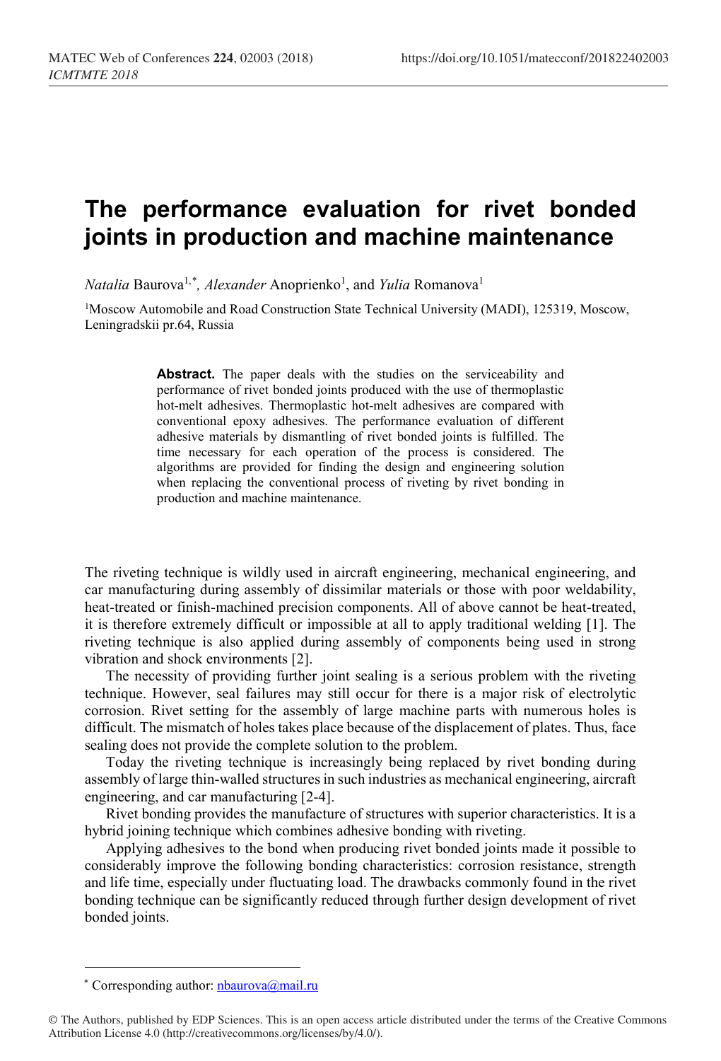# The performance evaluation for rivet bonded joints in production and machine maintenance

*Natalia* Baurova[1,*], *Alexander* Anoprienko[1], and *Yulia* Romanova[1]

[1]Moscow Automobile and Road Construction State Technical University (MADI), 125319, Moscow, Leningradskii pr.64, Russia

**Abstract.** The paper deals with the studies on the serviceability and performance of rivet bonded joints produced with the use of thermoplastic hot-melt adhesives. Thermoplastic hot-melt adhesives are compared with conventional epoxy adhesives. The performance evaluation of different adhesive materials by dismantling of rivet bonded joints is fulfilled. The time necessary for each operation of the process is considered. The algorithms are provided for finding the design and engineering solution when replacing the conventional process of riveting by rivet bonding in production and machine maintenance.

The riveting technique is wildly used in aircraft engineering, mechanical engineering, and car manufacturing during assembly of dissimilar materials or those with poor weldability, heat-treated or finish-machined precision components. All of above cannot be heat-treated, it is therefore extremely difficult or impossible at all to apply traditional welding [1]. The riveting technique is also applied during assembly of components being used in strong vibration and shock environments [2].

The necessity of providing further joint sealing is a serious problem with the riveting technique. However, seal failures may still occur for there is a major risk of electrolytic corrosion. Rivet setting for the assembly of large machine parts with numerous holes is difficult. The mismatch of holes takes place because of the displacement of plates. Thus, face sealing does not provide the complete solution to the problem.

Today the riveting technique is increasingly being replaced by rivet bonding during assembly of large thin-walled structures in such industries as mechanical engineering, aircraft engineering, and car manufacturing [2-4].

Rivet bonding provides the manufacture of structures with superior characteristics. It is a hybrid joining technique which combines adhesive bonding with riveting.

Applying adhesives to the bond when producing rivet bonded joints made it possible to considerably improve the following bonding characteristics: corrosion resistance, strength and life time, especially under fluctuating load. The drawbacks commonly found in the rivet bonding technique can be significantly reduced through further design development of rivet bonded joints.

* Corresponding author: nbaurova@mail.ru

© The Authors, published by EDP Sciences. This is an open access article distributed under the terms of the Creative Commons Attribution License 4.0 (http://creativecommons.org/licenses/by/4.0/).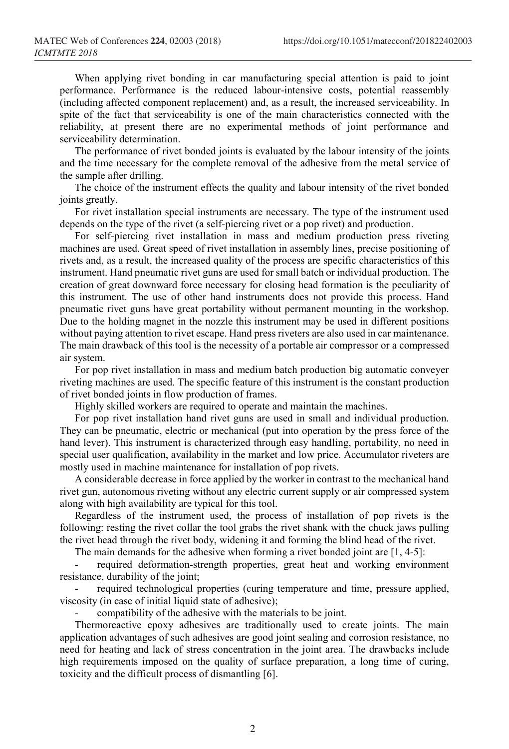When applying rivet bonding in car manufacturing special attention is paid to joint performance. Performance is the reduced labour-intensive costs, potential reassembly (including affected component replacement) and, as a result, the increased serviceability. In spite of the fact that serviceability is one of the main characteristics connected with the reliability, at present there are no experimental methods of joint performance and serviceability determination.

The performance of rivet bonded joints is evaluated by the labour intensity of the joints and the time necessary for the complete removal of the adhesive from the metal service of the sample after drilling.

The choice of the instrument effects the quality and labour intensity of the rivet bonded joints greatly.

For rivet installation special instruments are necessary. The type of the instrument used depends on the type of the rivet (a self-piercing rivet or a pop rivet) and production.

For self-piercing rivet installation in mass and medium production press riveting machines are used. Great speed of rivet installation in assembly lines, precise positioning of rivets and, as a result, the increased quality of the process are specific characteristics of this instrument. Hand pneumatic rivet guns are used for small batch or individual production. The creation of great downward force necessary for closing head formation is the peculiarity of this instrument. The use of other hand instruments does not provide this process. Hand pneumatic rivet guns have great portability without permanent mounting in the workshop. Due to the holding magnet in the nozzle this instrument may be used in different positions without paying attention to rivet escape. Hand press riveters are also used in car maintenance. The main drawback of this tool is the necessity of a portable air compressor or a compressed air system.

For pop rivet installation in mass and medium batch production big automatic conveyer riveting machines are used. The specific feature of this instrument is the constant production of rivet bonded joints in flow production of frames.

Highly skilled workers are required to operate and maintain the machines.

For pop rivet installation hand rivet guns are used in small and individual production. They can be pneumatic, electric or mechanical (put into operation by the press force of the hand lever). This instrument is characterized through easy handling, portability, no need in special user qualification, availability in the market and low price. Accumulator riveters are mostly used in machine maintenance for installation of pop rivets.

A considerable decrease in force applied by the worker in contrast to the mechanical hand rivet gun, autonomous riveting without any electric current supply or air compressed system along with high availability are typical for this tool.

Regardless of the instrument used, the process of installation of pop rivets is the following: resting the rivet collar the tool grabs the rivet shank with the chuck jaws pulling the rivet head through the rivet body, widening it and forming the blind head of the rivet.

The main demands for the adhesive when forming a rivet bonded joint are [1, 4-5]:

- required deformation-strength properties, great heat and working environment resistance, durability of the joint;
- required technological properties (curing temperature and time, pressure applied, viscosity (in case of initial liquid state of adhesive);
- compatibility of the adhesive with the materials to be joint.

Thermoreactive epoxy adhesives are traditionally used to create joints. The main application advantages of such adhesives are good joint sealing and corrosion resistance, no need for heating and lack of stress concentration in the joint area. The drawbacks include high requirements imposed on the quality of surface preparation, a long time of curing, toxicity and the difficult process of dismantling [6].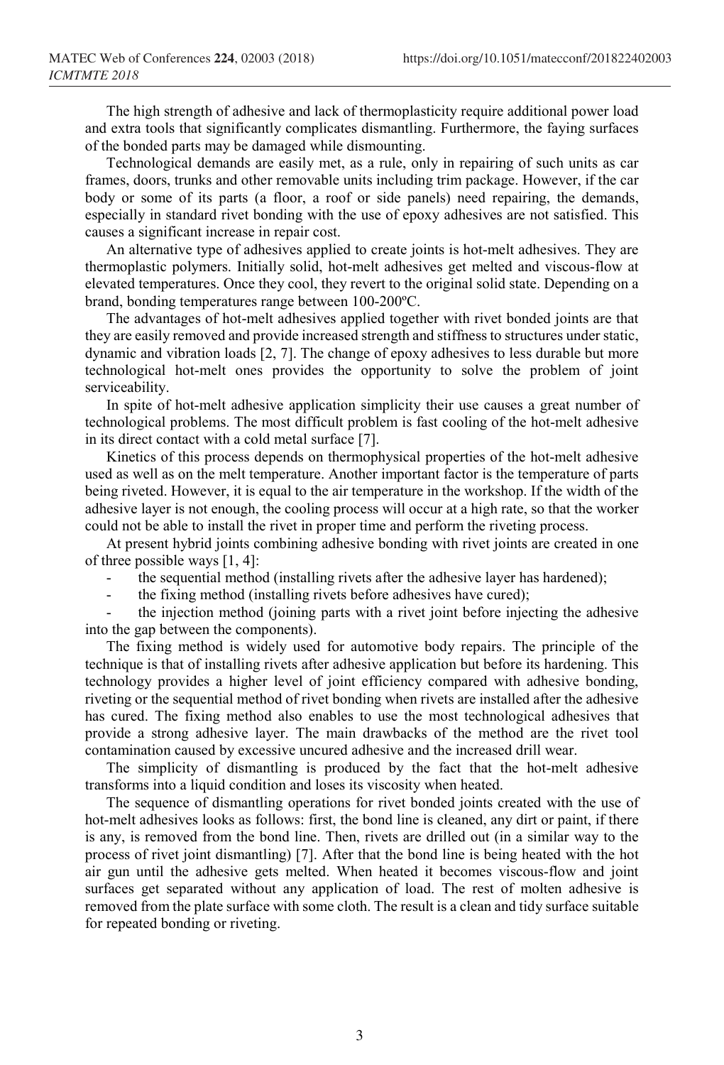The high strength of adhesive and lack of thermoplasticity require additional power load and extra tools that significantly complicates dismantling. Furthermore, the faying surfaces of the bonded parts may be damaged while dismounting.

Technological demands are easily met, as a rule, only in repairing of such units as car frames, doors, trunks and other removable units including trim package. However, if the car body or some of its parts (a floor, a roof or side panels) need repairing, the demands, especially in standard rivet bonding with the use of epoxy adhesives are not satisfied. This causes a significant increase in repair cost.

An alternative type of adhesives applied to create joints is hot-melt adhesives. They are thermoplastic polymers. Initially solid, hot-melt adhesives get melted and viscous-flow at elevated temperatures. Once they cool, they revert to the original solid state. Depending on a brand, bonding temperatures range between 100-200ºC.

The advantages of hot-melt adhesives applied together with rivet bonded joints are that they are easily removed and provide increased strength and stiffness to structures under static, dynamic and vibration loads [2, 7]. The change of epoxy adhesives to less durable but more technological hot-melt ones provides the opportunity to solve the problem of joint serviceability.

In spite of hot-melt adhesive application simplicity their use causes a great number of technological problems. The most difficult problem is fast cooling of the hot-melt adhesive in its direct contact with a cold metal surface [7].

Kinetics of this process depends on thermophysical properties of the hot-melt adhesive used as well as on the melt temperature. Another important factor is the temperature of parts being riveted. However, it is equal to the air temperature in the workshop. If the width of the adhesive layer is not enough, the cooling process will occur at a high rate, so that the worker could not be able to install the rivet in proper time and perform the riveting process.

At present hybrid joints combining adhesive bonding with rivet joints are created in one of three possible ways [1, 4]:

- the sequential method (installing rivets after the adhesive layer has hardened);
- the fixing method (installing rivets before adhesives have cured);
- the injection method (joining parts with a rivet joint before injecting the adhesive into the gap between the components).

The fixing method is widely used for automotive body repairs. The principle of the technique is that of installing rivets after adhesive application but before its hardening. This technology provides a higher level of joint efficiency compared with adhesive bonding, riveting or the sequential method of rivet bonding when rivets are installed after the adhesive has cured. The fixing method also enables to use the most technological adhesives that provide a strong adhesive layer. The main drawbacks of the method are the rivet tool contamination caused by excessive uncured adhesive and the increased drill wear.

The simplicity of dismantling is produced by the fact that the hot-melt adhesive transforms into a liquid condition and loses its viscosity when heated.

The sequence of dismantling operations for rivet bonded joints created with the use of hot-melt adhesives looks as follows: first, the bond line is cleaned, any dirt or paint, if there is any, is removed from the bond line. Then, rivets are drilled out (in a similar way to the process of rivet joint dismantling) [7]. After that the bond line is being heated with the hot air gun until the adhesive gets melted. When heated it becomes viscous-flow and joint surfaces get separated without any application of load. The rest of molten adhesive is removed from the plate surface with some cloth. The result is a clean and tidy surface suitable for repeated bonding or riveting.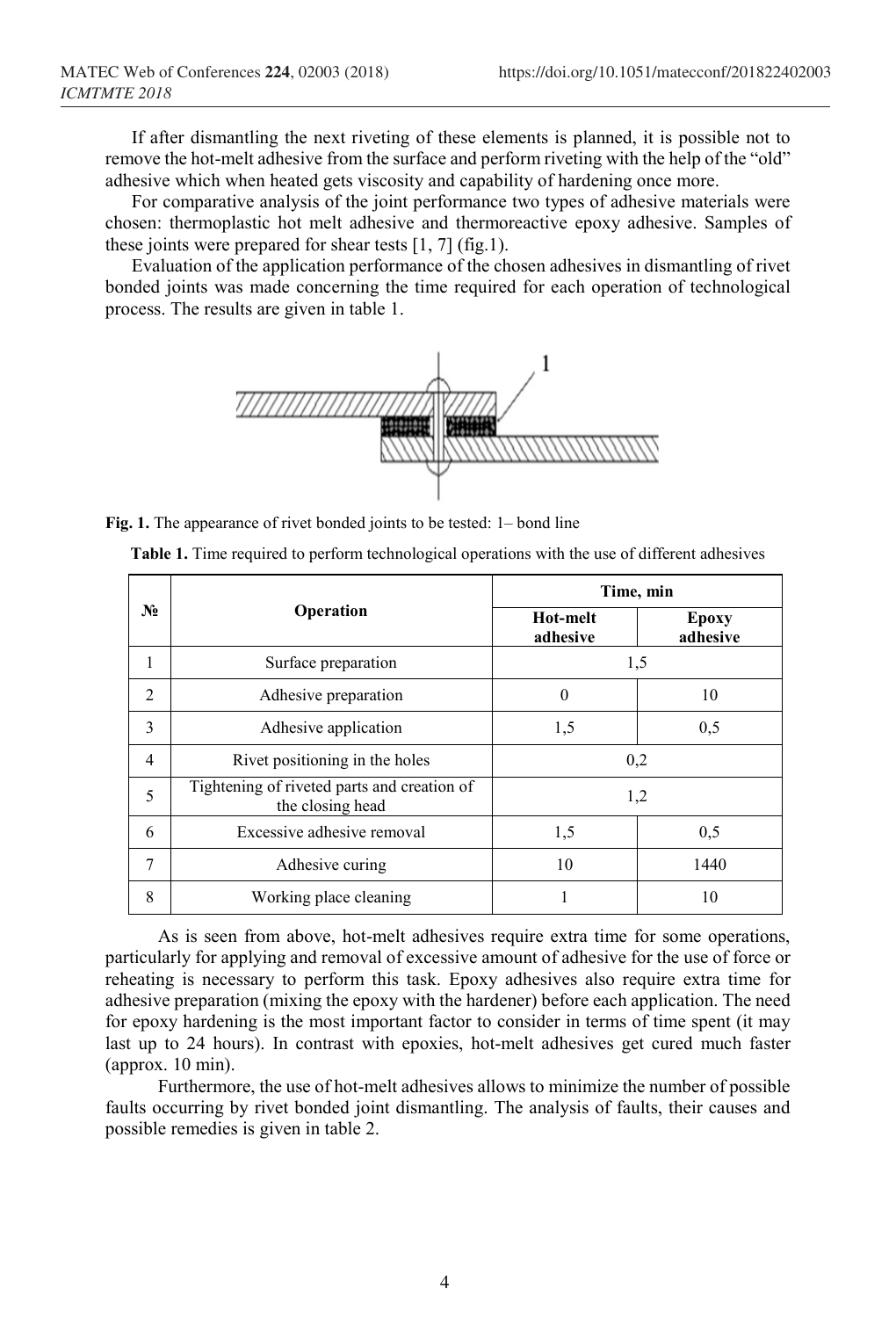If after dismantling the next riveting of these elements is planned, it is possible not to remove the hot-melt adhesive from the surface and perform riveting with the help of the "old" adhesive which when heated gets viscosity and capability of hardening once more.

For comparative analysis of the joint performance two types of adhesive materials were chosen: thermoplastic hot melt adhesive and thermoreactive epoxy adhesive. Samples of these joints were prepared for shear tests [1, 7] (fig.1).

Evaluation of the application performance of the chosen adhesives in dismantling of rivet bonded joints was made concerning the time required for each operation of technological process. The results are given in table 1.

**Fig. 1.** The appearance of rivet bonded joints to be tested: 1– bond line

**Table 1.** Time required to perform technological operations with the use of different adhesives

| № | Operation | Time, min | |
|---|---|---|---|
| | | Hot-melt adhesive | Epoxy adhesive |
| 1 | Surface preparation | 1,5 | |
| 2 | Adhesive preparation | 0 | 10 |
| 3 | Adhesive application | 1,5 | 0,5 |
| 4 | Rivet positioning in the holes | 0,2 | |
| 5 | Tightening of riveted parts and creation of the closing head | 1,2 | |
| 6 | Excessive adhesive removal | 1,5 | 0,5 |
| 7 | Adhesive curing | 10 | 1440 |
| 8 | Working place cleaning | 1 | 10 |

As is seen from above, hot-melt adhesives require extra time for some operations, particularly for applying and removal of excessive amount of adhesive for the use of force or reheating is necessary to perform this task. Epoxy adhesives also require extra time for adhesive preparation (mixing the epoxy with the hardener) before each application. The need for epoxy hardening is the most important factor to consider in terms of time spent (it may last up to 24 hours). In contrast with epoxies, hot-melt adhesives get cured much faster (approx. 10 min).

Furthermore, the use of hot-melt adhesives allows to minimize the number of possible faults occurring by rivet bonded joint dismantling. The analysis of faults, their causes and possible remedies is given in table 2.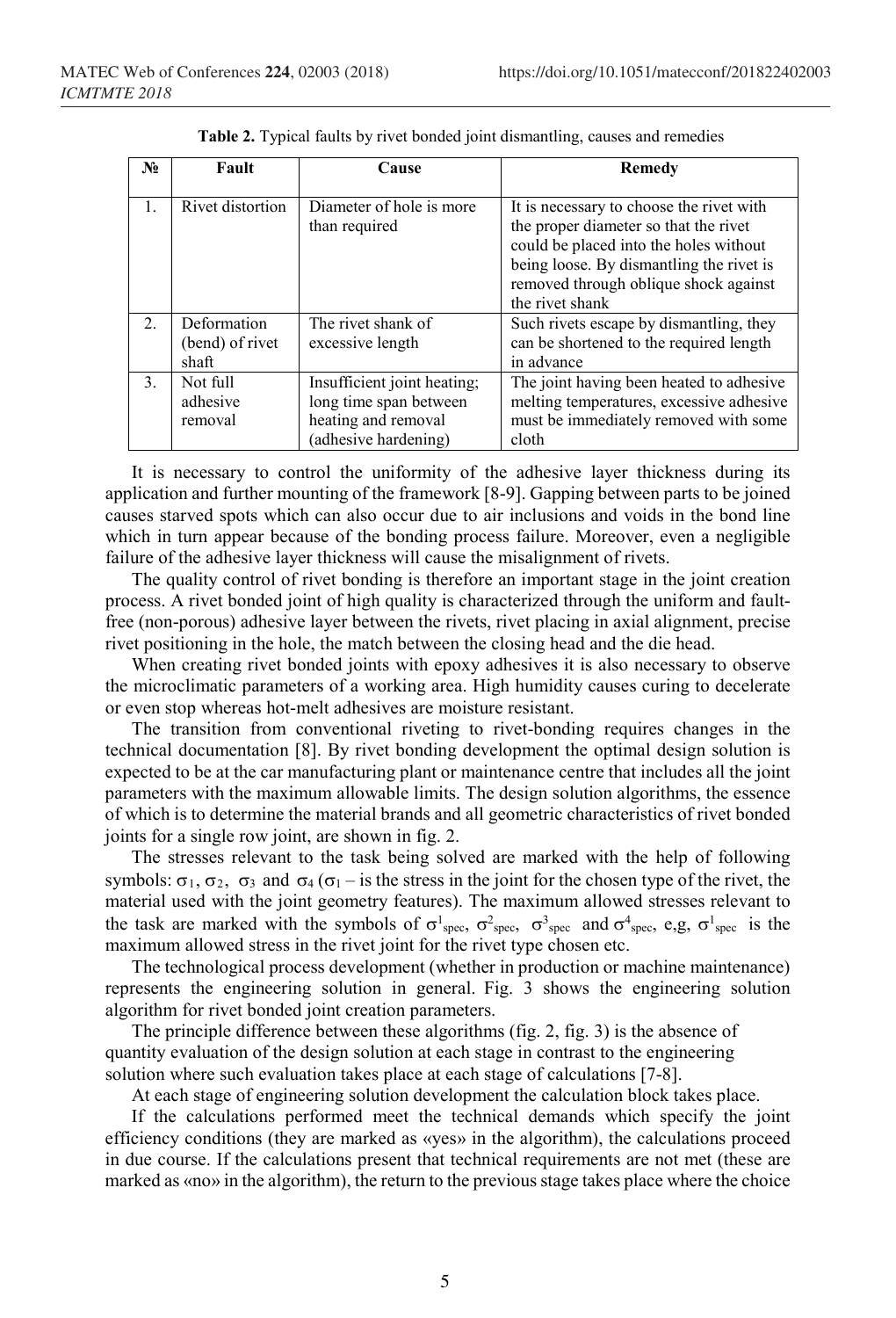**Table 2.** Typical faults by rivet bonded joint dismantling, causes and remedies

| № | Fault | Cause | Remedy |
|---|---|---|---|
| 1. | Rivet distortion | Diameter of hole is more than required | It is necessary to choose the rivet with the proper diameter so that the rivet could be placed into the holes without being loose. By dismantling the rivet is removed through oblique shock against the rivet shank |
| 2. | Deformation (bend) of rivet shaft | The rivet shank of excessive length | Such rivets escape by dismantling, they can be shortened to the required length in advance |
| 3. | Not full adhesive removal | Insufficient joint heating; long time span between heating and removal (adhesive hardening) | The joint having been heated to adhesive melting temperatures, excessive adhesive must be immediately removed with some cloth |

It is necessary to control the uniformity of the adhesive layer thickness during its application and further mounting of the framework [8-9]. Gapping between parts to be joined causes starved spots which can also occur due to air inclusions and voids in the bond line which in turn appear because of the bonding process failure. Moreover, even a negligible failure of the adhesive layer thickness will cause the misalignment of rivets.

The quality control of rivet bonding is therefore an important stage in the joint creation process. A rivet bonded joint of high quality is characterized through the uniform and fault-free (non-porous) adhesive layer between the rivets, rivet placing in axial alignment, precise rivet positioning in the hole, the match between the closing head and the die head.

When creating rivet bonded joints with epoxy adhesives it is also necessary to observe the microclimatic parameters of a working area. High humidity causes curing to decelerate or even stop whereas hot-melt adhesives are moisture resistant.

The transition from conventional riveting to rivet-bonding requires changes in the technical documentation [8]. By rivet bonding development the optimal design solution is expected to be at the car manufacturing plant or maintenance centre that includes all the joint parameters with the maximum allowable limits. The design solution algorithms, the essence of which is to determine the material brands and all geometric characteristics of rivet bonded joints for a single row joint, are shown in fig. 2.

The stresses relevant to the task being solved are marked with the help of following symbols: $\sigma_1$, $\sigma_2$, $\sigma_3$ and $\sigma_4$ ($\sigma_1$ – is the stress in the joint for the chosen type of the rivet, the material used with the joint geometry features). The maximum allowed stresses relevant to the task are marked with the symbols of $\sigma^1_{spec}$, $\sigma^2_{spec}$, $\sigma^3_{spec}$ and $\sigma^4_{spec}$, e,g, $\sigma^1_{spec}$ is the maximum allowed stress in the rivet joint for the rivet type chosen etc.

The technological process development (whether in production or machine maintenance) represents the engineering solution in general. Fig. 3 shows the engineering solution algorithm for rivet bonded joint creation parameters.

The principle difference between these algorithms (fig. 2, fig. 3) is the absence of quantity evaluation of the design solution at each stage in contrast to the engineering solution where such evaluation takes place at each stage of calculations [7-8].

At each stage of engineering solution development the calculation block takes place.

If the calculations performed meet the technical demands which specify the joint efficiency conditions (they are marked as «yes» in the algorithm), the calculations proceed in due course. If the calculations present that technical requirements are not met (these are marked as «no» in the algorithm), the return to the previous stage takes place where the choice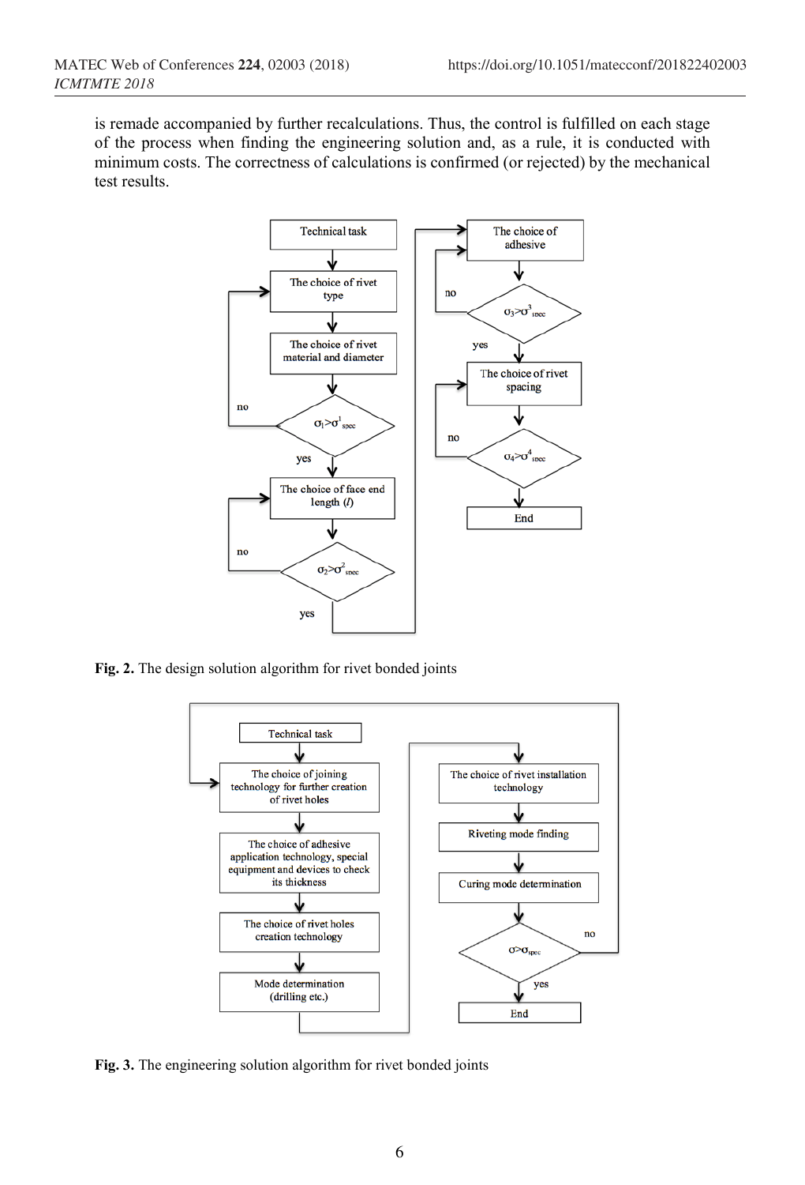is remade accompanied by further recalculations. Thus, the control is fulfilled on each stage of the process when finding the engineering solution and, as a rule, it is conducted with minimum costs. The correctness of calculations is confirmed (or rejected) by the mechanical test results.

**Fig. 2.** The design solution algorithm for rivet bonded joints

**Fig. 3.** The engineering solution algorithm for rivet bonded joints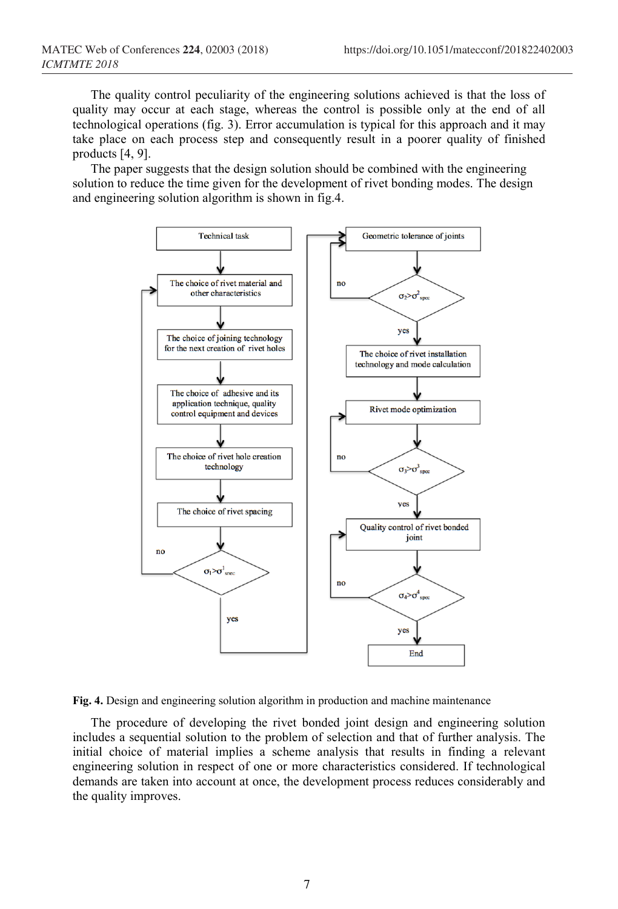The quality control peculiarity of the engineering solutions achieved is that the loss of quality may occur at each stage, whereas the control is possible only at the end of all technological operations (fig. 3). Error accumulation is typical for this approach and it may take place on each process step and consequently result in a poorer quality of finished products [4, 9].

The paper suggests that the design solution should be combined with the engineering solution to reduce the time given for the development of rivet bonding modes. The design and engineering solution algorithm is shown in fig.4.

**Fig. 4.** Design and engineering solution algorithm in production and machine maintenance

The procedure of developing the rivet bonded joint design and engineering solution includes a sequential solution to the problem of selection and that of further analysis. The initial choice of material implies a scheme analysis that results in finding a relevant engineering solution in respect of one or more characteristics considered. If technological demands are taken into account at once, the development process reduces considerably and the quality improves.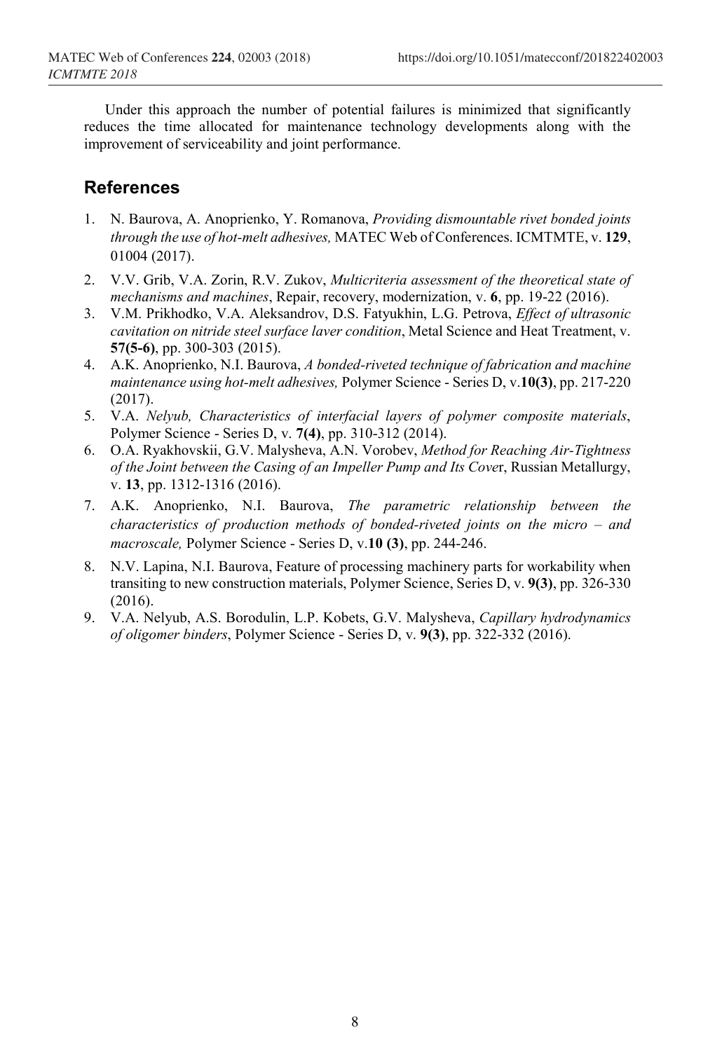Under this approach the number of potential failures is minimized that significantly reduces the time allocated for maintenance technology developments along with the improvement of serviceability and joint performance.

## References

1. N. Baurova, A. Anoprienko, Y. Romanova, *Providing dismountable rivet bonded joints through the use of hot-melt adhesives,* MATEC Web of Conferences. ICMTMTE, v. **129**, 01004 (2017).
2. V.V. Grib, V.A. Zorin, R.V. Zukov, *Multicriteria assessment of the theoretical state of mechanisms and machines*, Repair, recovery, modernization, v. **6**, pp. 19-22 (2016).
3. V.M. Prikhodko, V.A. Aleksandrov, D.S. Fatyukhin, L.G. Petrova, *Effect of ultrasonic cavitation on nitride steel surface laver condition*, Metal Science and Heat Treatment, v. **57(5-6)**, pp. 300-303 (2015).
4. A.K. Anoprienko, N.I. Baurova, *A bonded-riveted technique of fabrication and machine maintenance using hot-melt adhesives,* Polymer Science - Series D, v.**10(3)**, pp. 217-220 (2017).
5. V.A. *Nelyub, Characteristics of interfacial layers of polymer composite materials*, Polymer Science - Series D, v. **7(4)**, pp. 310-312 (2014).
6. O.A. Ryakhovskii, G.V. Malysheva, A.N. Vorobev, *Method for Reaching Air-Tightness of the Joint between the Casing of an Impeller Pump and Its Cove*r, Russian Metallurgy, v. **13**, pp. 1312-1316 (2016).
7. A.K. Anoprienko, N.I. Baurova, *The parametric relationship between the characteristics of production methods of bonded-riveted joints on the micro – and macroscale,* Polymer Science - Series D, v.**10 (3)**, pp. 244-246.
8. N.V. Lapina, N.I. Baurova, Feature of processing machinery parts for workability when transiting to new construction materials, Polymer Science, Series D, v. **9(3)**, pp. 326-330 (2016).
9. V.A. Nelyub, A.S. Borodulin, L.P. Kobets, G.V. Malysheva, *Capillary hydrodynamics of oligomer binders*, Polymer Science - Series D, v. **9(3)**, pp. 322-332 (2016).